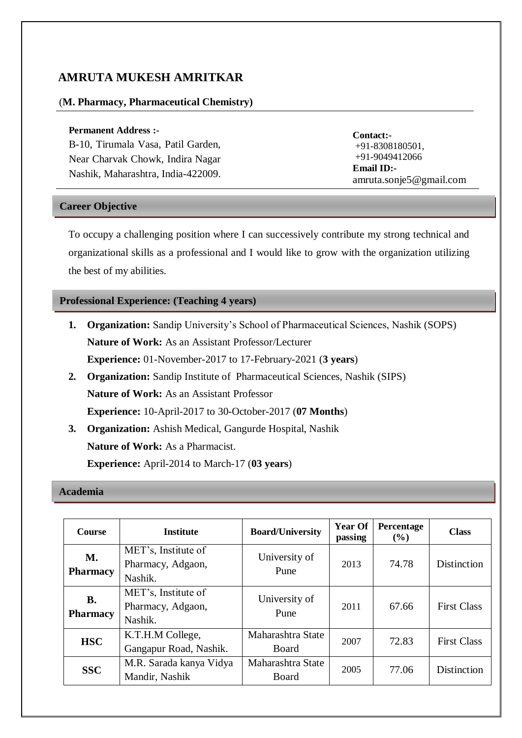# AMRUTA MUKESH AMRITKAR

(**M. Pharmacy, Pharmaceutical Chemistry)**

**Permanent Address :-**
B-10, Tirumala Vasa, Patil Garden,
Near Charvak Chowk, Indira Nagar
Nashik, Maharashtra, India-422009.

**Contact:-**
+91-8308180501,
+91-9049412066
**Email ID:-**
amruta.sonje5@gmail.com

## Career Objective

To occupy a challenging position where I can successively contribute my strong technical and organizational skills as a professional and I would like to grow with the organization utilizing the best of my abilities.

## Professional Experience: (Teaching 4 years)

1. **Organization:** Sandip University's School of Pharmaceutical Sciences, Nashik (SOPS)
   **Nature of Work:** As an Assistant Professor/Lecturer
   **Experience:** 01-November-2017 to 17-February-2021 (**3 years**)
2. **Organization:** Sandip Institute of Pharmaceutical Sciences, Nashik (SIPS)
   **Nature of Work:** As an Assistant Professor
   **Experience:** 10-April-2017 to 30-October-2017 (**07 Months**)
3. **Organization:** Ashish Medical, Gangurde Hospital, Nashik
   **Nature of Work:** As a Pharmacist.
   **Experience:** April-2014 to March-17 (**03 years**)

## Academia

| Course | Institute | Board/University | Year Of passing | Percentage (%) | Class |
|---|---|---|---|---|---|
| **M. Pharmacy** | MET's, Institute of Pharmacy, Adgaon, Nashik. | University of Pune | 2013 | 74.78 | Distinction |
| **B. Pharmacy** | MET's, Institute of Pharmacy, Adgaon, Nashik. | University of Pune | 2011 | 67.66 | First Class |
| **HSC** | K.T.H.M College, Gangapur Road, Nashik. | Maharashtra State Board | 2007 | 72.83 | First Class |
| **SSC** | M.R. Sarada kanya Vidya Mandir, Nashik | Maharashtra State Board | 2005 | 77.06 | Distinction |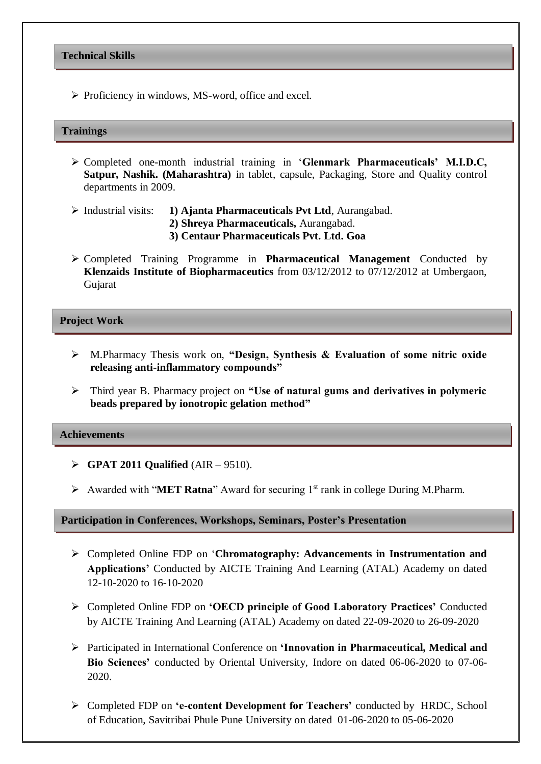## Technical Skills

- Proficiency in windows, MS-word, office and excel.

## Trainings

- Completed one-month industrial training in '**Glenmark Pharmaceuticals' M.I.D.C, Satpur, Nashik. (Maharashtra)** in tablet, capsule, Packaging, Store and Quality control departments in 2009.
- Industrial visits: **1) Ajanta Pharmaceuticals Pvt Ltd**, Aurangabad.
  **2) Shreya Pharmaceuticals,** Aurangabad.
  **3) Centaur Pharmaceuticals Pvt. Ltd. Goa**
- Completed Training Programme in **Pharmaceutical Management** Conducted by **Klenzaids Institute of Biopharmaceutics** from 03/12/2012 to 07/12/2012 at Umbergaon, Gujarat

## Project Work

- M.Pharmacy Thesis work on, **"Design, Synthesis & Evaluation of some nitric oxide releasing anti-inflammatory compounds"**
- Third year B. Pharmacy project on **"Use of natural gums and derivatives in polymeric beads prepared by ionotropic gelation method"**

## Achievements

- **GPAT 2011 Qualified** (AIR – 9510).
- Awarded with "**MET Ratna**" Award for securing 1st rank in college During M.Pharm.

## Participation in Conferences, Workshops, Seminars, Poster's Presentation

- Completed Online FDP on '**Chromatography: Advancements in Instrumentation and Applications'** Conducted by AICTE Training And Learning (ATAL) Academy on dated 12-10-2020 to 16-10-2020
- Completed Online FDP on **'OECD principle of Good Laboratory Practices'** Conducted by AICTE Training And Learning (ATAL) Academy on dated 22-09-2020 to 26-09-2020
- Participated in International Conference on **'Innovation in Pharmaceutical, Medical and Bio Sciences'** conducted by Oriental University, Indore on dated 06-06-2020 to 07-06-2020.
- Completed FDP on **'e-content Development for Teachers'** conducted by HRDC, School of Education, Savitribai Phule Pune University on dated 01-06-2020 to 05-06-2020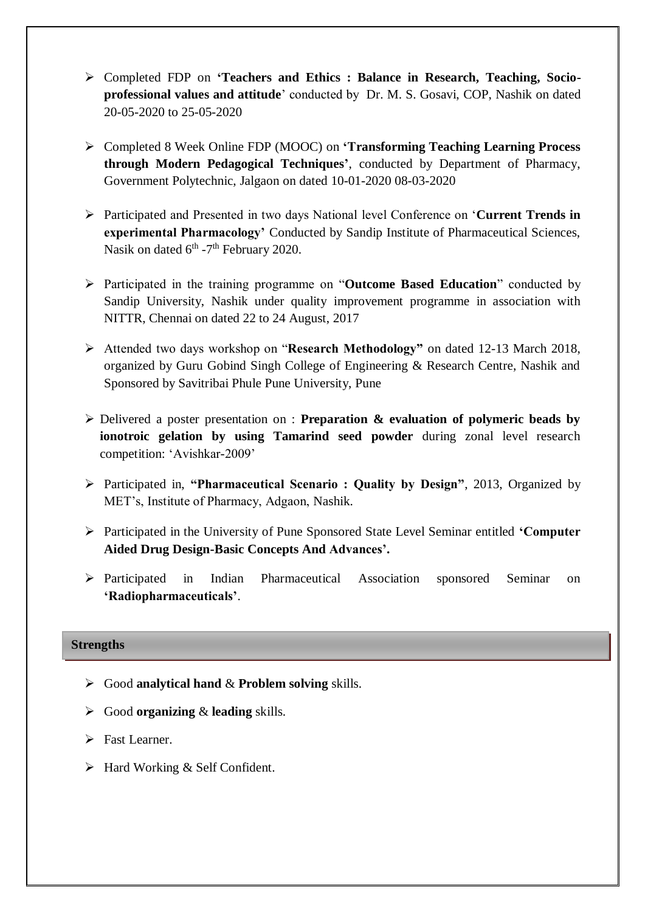- Completed FDP on **'Teachers and Ethics : Balance in Research, Teaching, Socio-professional values and attitude**' conducted by Dr. M. S. Gosavi, COP, Nashik on dated 20-05-2020 to 25-05-2020

- Completed 8 Week Online FDP (MOOC) on **'Transforming Teaching Learning Process through Modern Pedagogical Techniques'**, conducted by Department of Pharmacy, Government Polytechnic, Jalgaon on dated 10-01-2020 08-03-2020

- Participated and Presented in two days National level Conference on '**Current Trends in experimental Pharmacology'** Conducted by Sandip Institute of Pharmaceutical Sciences, Nasik on dated 6th -7th February 2020.

- Participated in the training programme on "**Outcome Based Education**" conducted by Sandip University, Nashik under quality improvement programme in association with NITTR, Chennai on dated 22 to 24 August, 2017

- Attended two days workshop on "**Research Methodology"** on dated 12-13 March 2018, organized by Guru Gobind Singh College of Engineering & Research Centre, Nashik and Sponsored by Savitribai Phule Pune University, Pune

- Delivered a poster presentation on : **Preparation & evaluation of polymeric beads by ionotroic gelation by using Tamarind seed powder** during zonal level research competition: 'Avishkar-2009'

- Participated in, **"Pharmaceutical Scenario : Quality by Design"**, 2013, Organized by MET's, Institute of Pharmacy, Adgaon, Nashik.

- Participated in the University of Pune Sponsored State Level Seminar entitled **'Computer Aided Drug Design-Basic Concepts And Advances'.**

- Participated in Indian Pharmaceutical Association sponsored Seminar on **'Radiopharmaceuticals'**.

## Strengths

- Good **analytical hand** & **Problem solving** skills.
- Good **organizing** & **leading** skills.
- Fast Learner.
- Hard Working & Self Confident.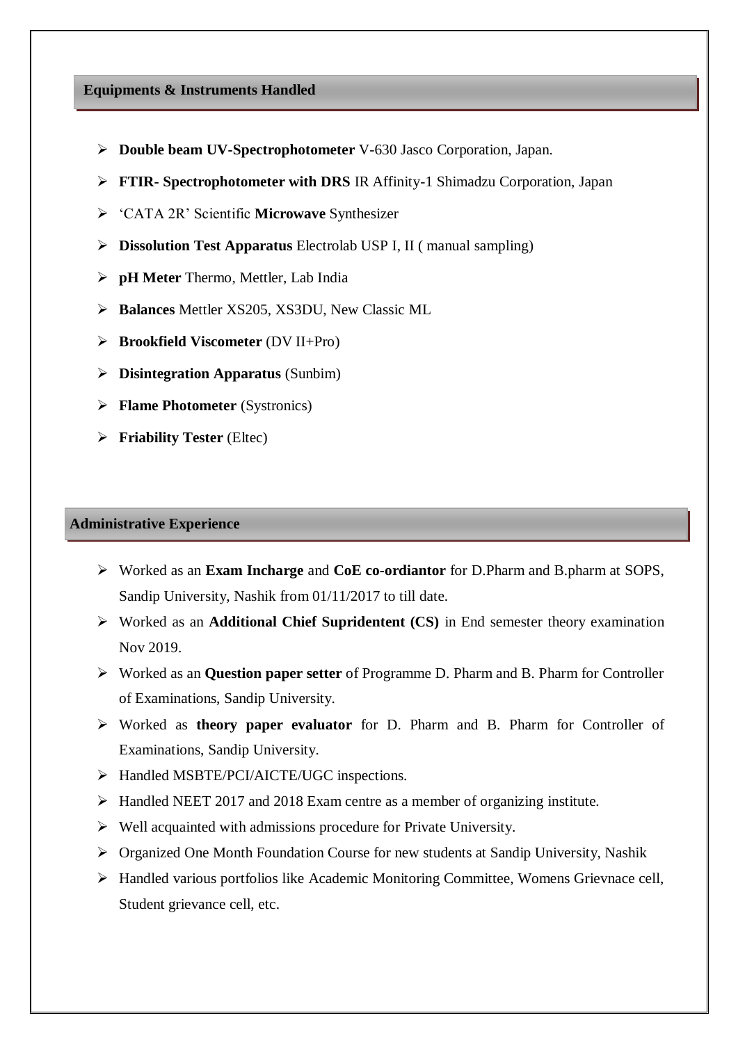## Equipments & Instruments Handled

- **Double beam UV-Spectrophotometer** V-630 Jasco Corporation, Japan.
- **FTIR- Spectrophotometer with DRS** IR Affinity-1 Shimadzu Corporation, Japan
- 'CATA 2R' Scientific **Microwave** Synthesizer
- **Dissolution Test Apparatus** Electrolab USP I, II ( manual sampling)
- **pH Meter** Thermo, Mettler, Lab India
- **Balances** Mettler XS205, XS3DU, New Classic ML
- **Brookfield Viscometer** (DV II+Pro)
- **Disintegration Apparatus** (Sunbim)
- **Flame Photometer** (Systronics)
- **Friability Tester** (Eltec)

## Administrative Experience

- Worked as an **Exam Incharge** and **CoE co-ordiantor** for D.Pharm and B.pharm at SOPS, Sandip University, Nashik from 01/11/2017 to till date.
- Worked as an **Additional Chief Supridentent (CS)** in End semester theory examination Nov 2019.
- Worked as an **Question paper setter** of Programme D. Pharm and B. Pharm for Controller of Examinations, Sandip University.
- Worked as **theory paper evaluator** for D. Pharm and B. Pharm for Controller of Examinations, Sandip University.
- Handled MSBTE/PCI/AICTE/UGC inspections.
- Handled NEET 2017 and 2018 Exam centre as a member of organizing institute.
- Well acquainted with admissions procedure for Private University.
- Organized One Month Foundation Course for new students at Sandip University, Nashik
- Handled various portfolios like Academic Monitoring Committee, Womens Grievnace cell, Student grievance cell, etc.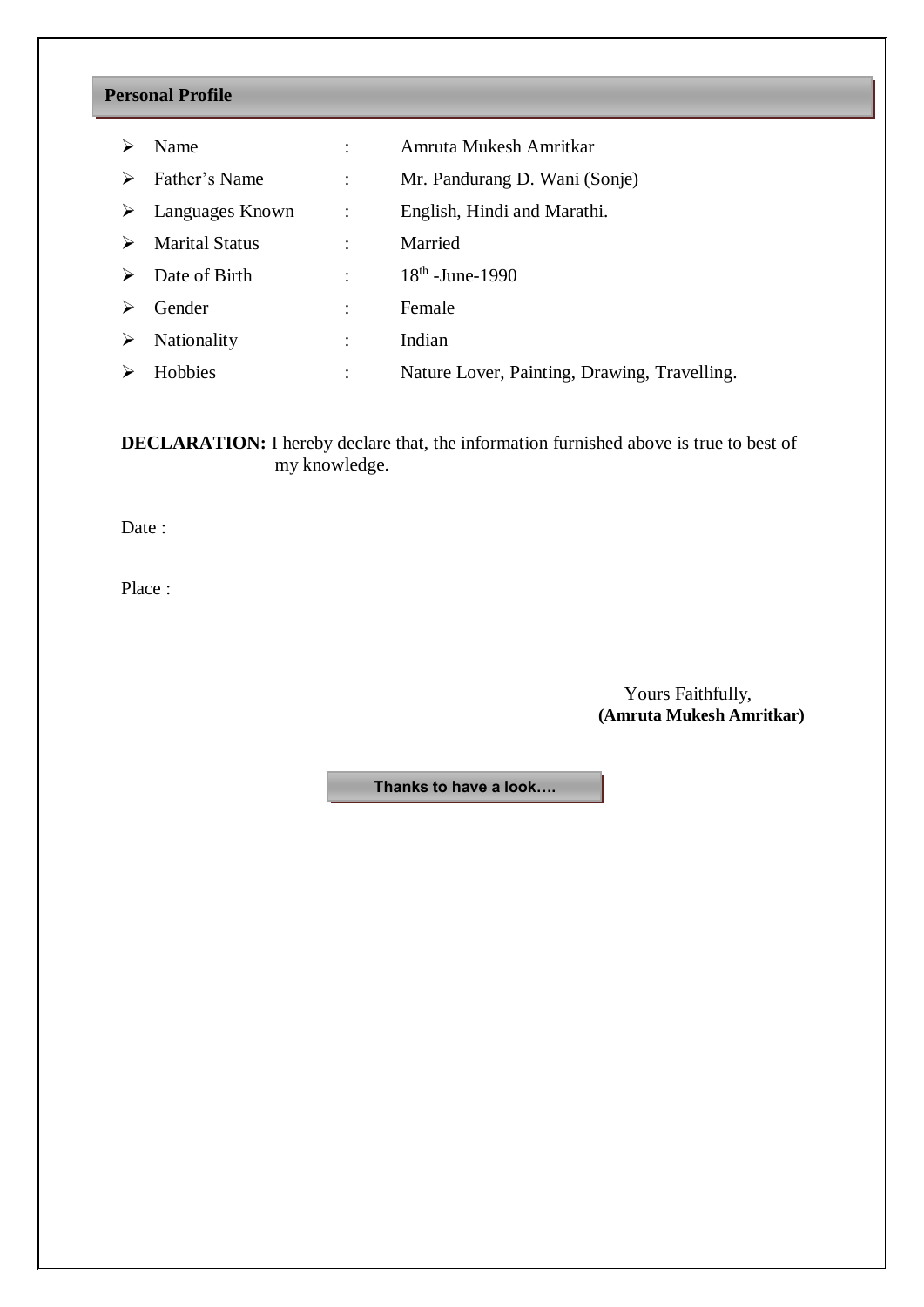## Personal Profile

- Name : Amruta Mukesh Amritkar
- Father's Name : Mr. Pandurang D. Wani (Sonje)
- Languages Known : English, Hindi and Marathi.
- Marital Status : Married
- Date of Birth : 18th -June-1990
- Gender : Female
- Nationality : Indian
- Hobbies : Nature Lover, Painting, Drawing, Travelling.

**DECLARATION:** I hereby declare that, the information furnished above is true to best of my knowledge.

Date :

Place :

Yours Faithfully,
**(Amruta Mukesh Amritkar)**

**Thanks to have a look….**